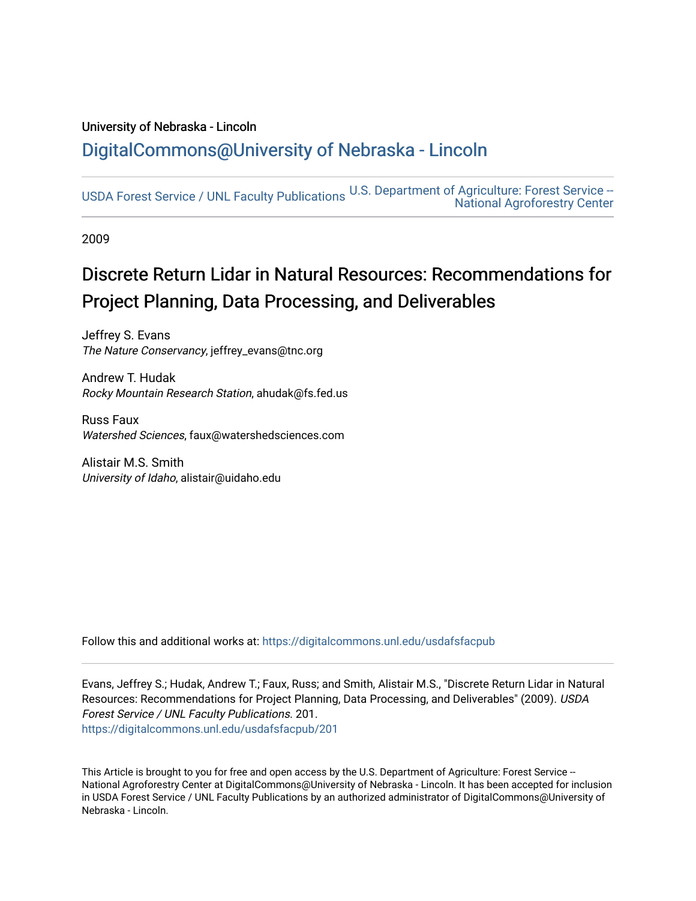University of Nebraska - Lincoln

DigitalCommons@University of Nebraska - Lincoln

USDA Forest Service / UNL Faculty Publications

U.S. Department of Agriculture: Forest Service -- National Agroforestry Center

2009

# Discrete Return Lidar in Natural Resources: Recommendations for Project Planning, Data Processing, and Deliverables

Jeffrey S. Evans
*The Nature Conservancy*, jeffrey_evans@tnc.org

Andrew T. Hudak
*Rocky Mountain Research Station*, ahudak@fs.fed.us

Russ Faux
*Watershed Sciences*, faux@watershedsciences.com

Alistair M.S. Smith
*University of Idaho*, alistair@uidaho.edu

Follow this and additional works at: https://digitalcommons.unl.edu/usdafsfacpub

Evans, Jeffrey S.; Hudak, Andrew T.; Faux, Russ; and Smith, Alistair M.S., "Discrete Return Lidar in Natural Resources: Recommendations for Project Planning, Data Processing, and Deliverables" (2009). *USDA Forest Service / UNL Faculty Publications*. 201.
https://digitalcommons.unl.edu/usdafsfacpub/201

This Article is brought to you for free and open access by the U.S. Department of Agriculture: Forest Service -- National Agroforestry Center at DigitalCommons@University of Nebraska - Lincoln. It has been accepted for inclusion in USDA Forest Service / UNL Faculty Publications by an authorized administrator of DigitalCommons@University of Nebraska - Lincoln.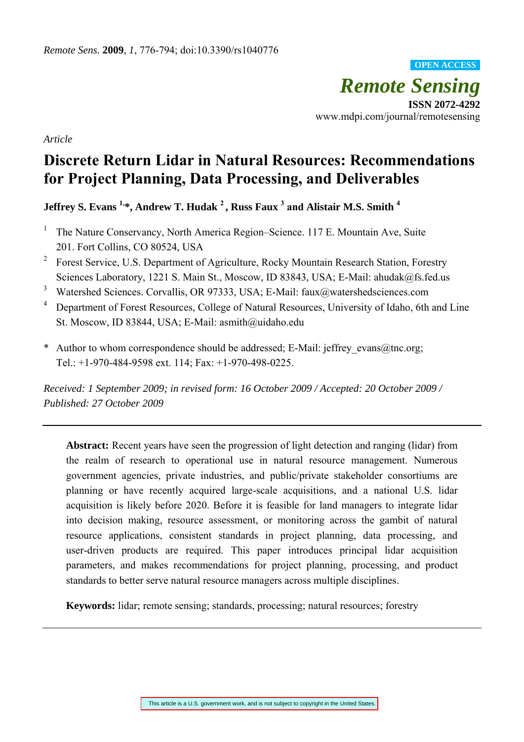*Article*

# Discrete Return Lidar in Natural Resources: Recommendations for Project Planning, Data Processing, and Deliverables

**Jeffrey S. Evans [1,*], Andrew T. Hudak [2], Russ Faux [3] and Alistair M.S. Smith [4]**

[1] The Nature Conservancy, North America Region–Science. 117 E. Mountain Ave, Suite 201. Fort Collins, CO 80524, USA

[2] Forest Service, U.S. Department of Agriculture, Rocky Mountain Research Station, Forestry Sciences Laboratory, 1221 S. Main St., Moscow, ID 83843, USA; E-Mail: ahudak@fs.fed.us

[3] Watershed Sciences. Corvallis, OR 97333, USA; E-Mail: faux@watershedsciences.com

[4] Department of Forest Resources, College of Natural Resources, University of Idaho, 6th and Line St. Moscow, ID 83844, USA; E-Mail: asmith@uidaho.edu

\* Author to whom correspondence should be addressed; E-Mail: jeffrey_evans@tnc.org; Tel.: +1-970-484-9598 ext. 114; Fax: +1-970-498-0225.

*Received: 1 September 2009; in revised form: 16 October 2009 / Accepted: 20 October 2009 / Published: 27 October 2009*

---

**Abstract:** Recent years have seen the progression of light detection and ranging (lidar) from the realm of research to operational use in natural resource management. Numerous government agencies, private industries, and public/private stakeholder consortiums are planning or have recently acquired large-scale acquisitions, and a national U.S. lidar acquisition is likely before 2020. Before it is feasible for land managers to integrate lidar into decision making, resource assessment, or monitoring across the gambit of natural resource applications, consistent standards in project planning, data processing, and user-driven products are required. This paper introduces principal lidar acquisition parameters, and makes recommendations for project planning, processing, and product standards to better serve natural resource managers across multiple disciplines.

**Keywords:** lidar; remote sensing; standards, processing; natural resources; forestry

---

This article is a U.S. government work, and is not subject to copyright in the United States.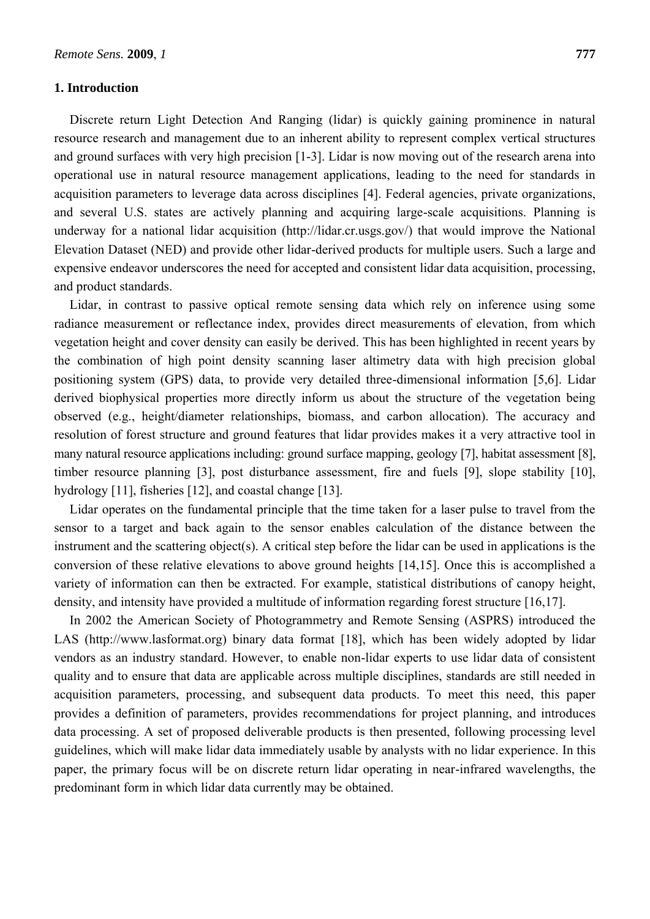## 1. Introduction

Discrete return Light Detection And Ranging (lidar) is quickly gaining prominence in natural resource research and management due to an inherent ability to represent complex vertical structures and ground surfaces with very high precision [1-3]. Lidar is now moving out of the research arena into operational use in natural resource management applications, leading to the need for standards in acquisition parameters to leverage data across disciplines [4]. Federal agencies, private organizations, and several U.S. states are actively planning and acquiring large-scale acquisitions. Planning is underway for a national lidar acquisition (http://lidar.cr.usgs.gov/) that would improve the National Elevation Dataset (NED) and provide other lidar-derived products for multiple users. Such a large and expensive endeavor underscores the need for accepted and consistent lidar data acquisition, processing, and product standards.

Lidar, in contrast to passive optical remote sensing data which rely on inference using some radiance measurement or reflectance index, provides direct measurements of elevation, from which vegetation height and cover density can easily be derived. This has been highlighted in recent years by the combination of high point density scanning laser altimetry data with high precision global positioning system (GPS) data, to provide very detailed three-dimensional information [5,6]. Lidar derived biophysical properties more directly inform us about the structure of the vegetation being observed (e.g., height/diameter relationships, biomass, and carbon allocation). The accuracy and resolution of forest structure and ground features that lidar provides makes it a very attractive tool in many natural resource applications including: ground surface mapping, geology [7], habitat assessment [8], timber resource planning [3], post disturbance assessment, fire and fuels [9], slope stability [10], hydrology [11], fisheries [12], and coastal change [13].

Lidar operates on the fundamental principle that the time taken for a laser pulse to travel from the sensor to a target and back again to the sensor enables calculation of the distance between the instrument and the scattering object(s). A critical step before the lidar can be used in applications is the conversion of these relative elevations to above ground heights [14,15]. Once this is accomplished a variety of information can then be extracted. For example, statistical distributions of canopy height, density, and intensity have provided a multitude of information regarding forest structure [16,17].

In 2002 the American Society of Photogrammetry and Remote Sensing (ASPRS) introduced the LAS (http://www.lasformat.org) binary data format [18], which has been widely adopted by lidar vendors as an industry standard. However, to enable non-lidar experts to use lidar data of consistent quality and to ensure that data are applicable across multiple disciplines, standards are still needed in acquisition parameters, processing, and subsequent data products. To meet this need, this paper provides a definition of parameters, provides recommendations for project planning, and introduces data processing. A set of proposed deliverable products is then presented, following processing level guidelines, which will make lidar data immediately usable by analysts with no lidar experience. In this paper, the primary focus will be on discrete return lidar operating in near-infrared wavelengths, the predominant form in which lidar data currently may be obtained.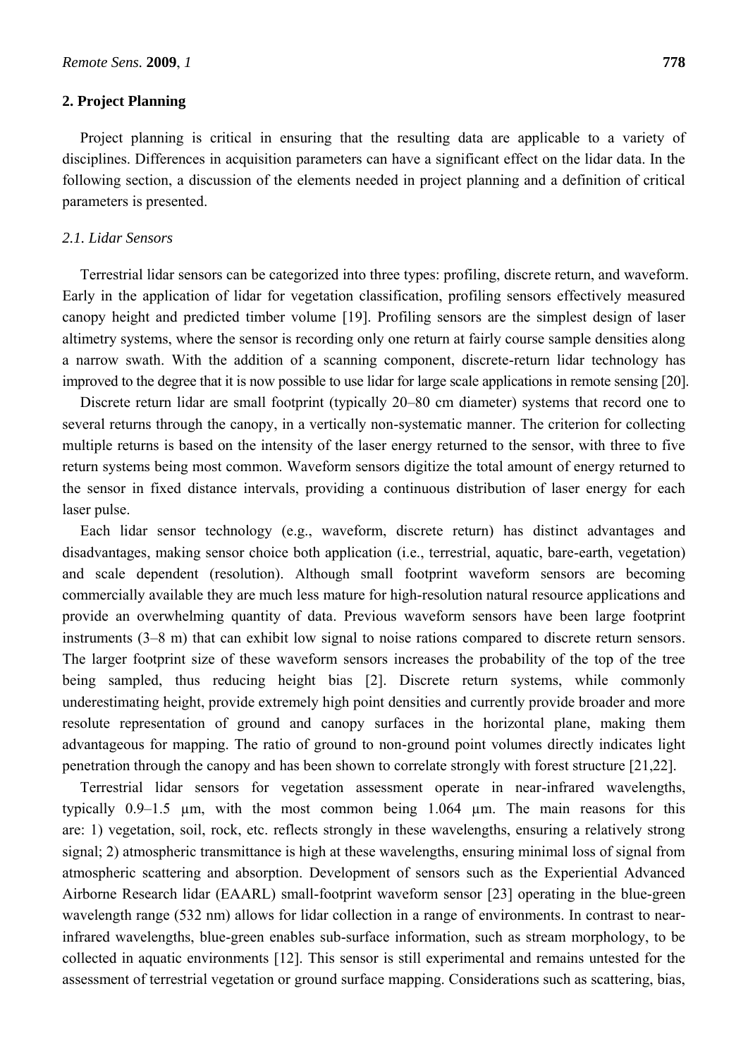## 2. Project Planning

Project planning is critical in ensuring that the resulting data are applicable to a variety of disciplines. Differences in acquisition parameters can have a significant effect on the lidar data. In the following section, a discussion of the elements needed in project planning and a definition of critical parameters is presented.

### *2.1. Lidar Sensors*

Terrestrial lidar sensors can be categorized into three types: profiling, discrete return, and waveform. Early in the application of lidar for vegetation classification, profiling sensors effectively measured canopy height and predicted timber volume [19]. Profiling sensors are the simplest design of laser altimetry systems, where the sensor is recording only one return at fairly course sample densities along a narrow swath. With the addition of a scanning component, discrete-return lidar technology has improved to the degree that it is now possible to use lidar for large scale applications in remote sensing [20].

Discrete return lidar are small footprint (typically 20–80 cm diameter) systems that record one to several returns through the canopy, in a vertically non-systematic manner. The criterion for collecting multiple returns is based on the intensity of the laser energy returned to the sensor, with three to five return systems being most common. Waveform sensors digitize the total amount of energy returned to the sensor in fixed distance intervals, providing a continuous distribution of laser energy for each laser pulse.

Each lidar sensor technology (e.g., waveform, discrete return) has distinct advantages and disadvantages, making sensor choice both application (i.e., terrestrial, aquatic, bare-earth, vegetation) and scale dependent (resolution). Although small footprint waveform sensors are becoming commercially available they are much less mature for high-resolution natural resource applications and provide an overwhelming quantity of data. Previous waveform sensors have been large footprint instruments (3–8 m) that can exhibit low signal to noise rations compared to discrete return sensors. The larger footprint size of these waveform sensors increases the probability of the top of the tree being sampled, thus reducing height bias [2]. Discrete return systems, while commonly underestimating height, provide extremely high point densities and currently provide broader and more resolute representation of ground and canopy surfaces in the horizontal plane, making them advantageous for mapping. The ratio of ground to non-ground point volumes directly indicates light penetration through the canopy and has been shown to correlate strongly with forest structure [21,22].

Terrestrial lidar sensors for vegetation assessment operate in near-infrared wavelengths, typically 0.9–1.5 µm, with the most common being 1.064 µm. The main reasons for this are: 1) vegetation, soil, rock, etc. reflects strongly in these wavelengths, ensuring a relatively strong signal; 2) atmospheric transmittance is high at these wavelengths, ensuring minimal loss of signal from atmospheric scattering and absorption. Development of sensors such as the Experiential Advanced Airborne Research lidar (EAARL) small-footprint waveform sensor [23] operating in the blue-green wavelength range (532 nm) allows for lidar collection in a range of environments. In contrast to near-infrared wavelengths, blue-green enables sub-surface information, such as stream morphology, to be collected in aquatic environments [12]. This sensor is still experimental and remains untested for the assessment of terrestrial vegetation or ground surface mapping. Considerations such as scattering, bias,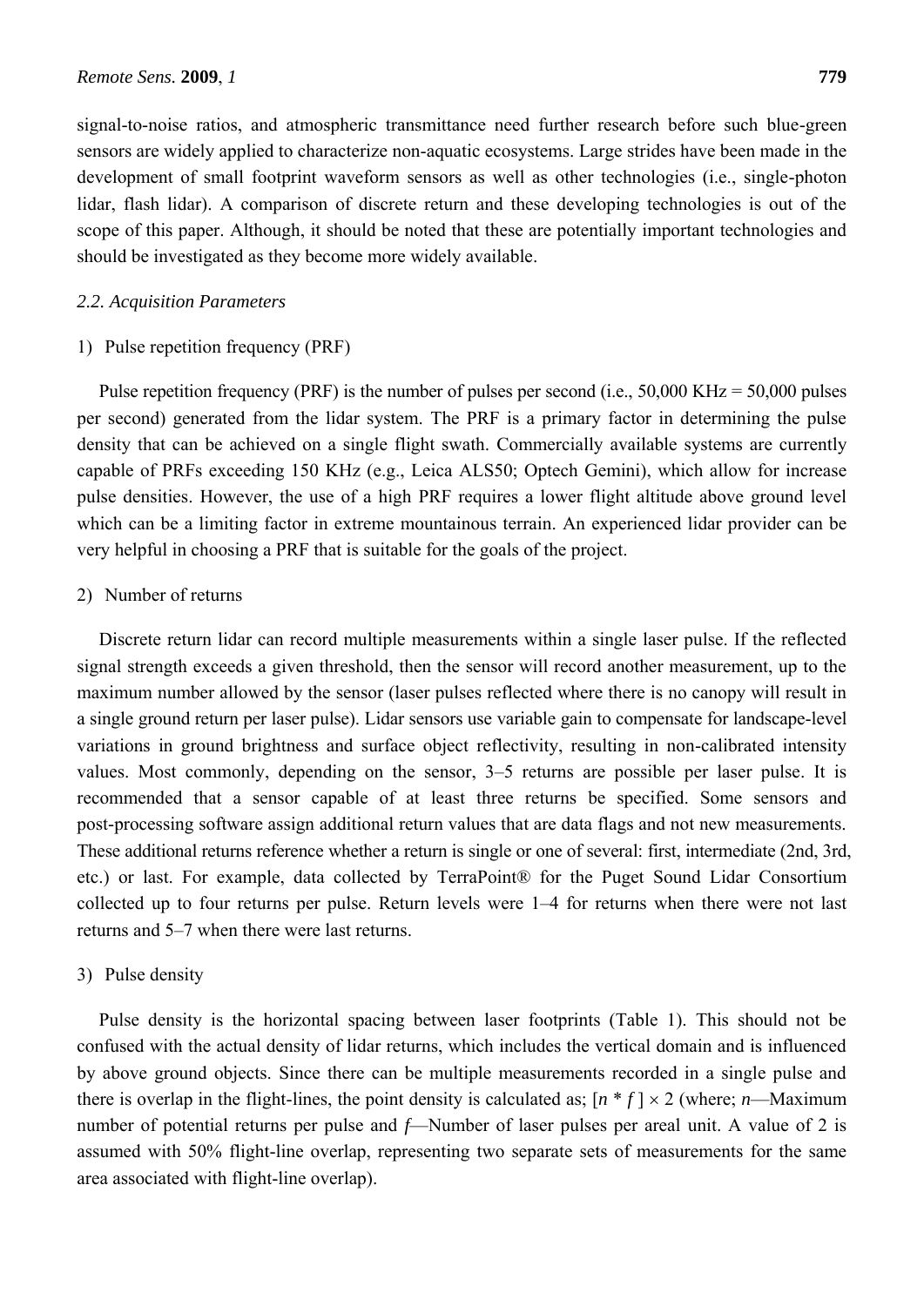signal-to-noise ratios, and atmospheric transmittance need further research before such blue-green sensors are widely applied to characterize non-aquatic ecosystems. Large strides have been made in the development of small footprint waveform sensors as well as other technologies (i.e., single-photon lidar, flash lidar). A comparison of discrete return and these developing technologies is out of the scope of this paper. Although, it should be noted that these are potentially important technologies and should be investigated as they become more widely available.

### *2.2. Acquisition Parameters*

1) Pulse repetition frequency (PRF)

Pulse repetition frequency (PRF) is the number of pulses per second (i.e., 50,000 KHz = 50,000 pulses per second) generated from the lidar system. The PRF is a primary factor in determining the pulse density that can be achieved on a single flight swath. Commercially available systems are currently capable of PRFs exceeding 150 KHz (e.g., Leica ALS50; Optech Gemini), which allow for increase pulse densities. However, the use of a high PRF requires a lower flight altitude above ground level which can be a limiting factor in extreme mountainous terrain. An experienced lidar provider can be very helpful in choosing a PRF that is suitable for the goals of the project.

2) Number of returns

Discrete return lidar can record multiple measurements within a single laser pulse. If the reflected signal strength exceeds a given threshold, then the sensor will record another measurement, up to the maximum number allowed by the sensor (laser pulses reflected where there is no canopy will result in a single ground return per laser pulse). Lidar sensors use variable gain to compensate for landscape-level variations in ground brightness and surface object reflectivity, resulting in non-calibrated intensity values. Most commonly, depending on the sensor, 3–5 returns are possible per laser pulse. It is recommended that a sensor capable of at least three returns be specified. Some sensors and post-processing software assign additional return values that are data flags and not new measurements. These additional returns reference whether a return is single or one of several: first, intermediate (2nd, 3rd, etc.) or last. For example, data collected by TerraPoint® for the Puget Sound Lidar Consortium collected up to four returns per pulse. Return levels were 1–4 for returns when there were not last returns and 5–7 when there were last returns.

3) Pulse density

Pulse density is the horizontal spacing between laser footprints (Table 1). This should not be confused with the actual density of lidar returns, which includes the vertical domain and is influenced by above ground objects. Since there can be multiple measurements recorded in a single pulse and there is overlap in the flight-lines, the point density is calculated as; $[n * f] \times 2$ (where; $n$—Maximum number of potential returns per pulse and $f$—Number of laser pulses per areal unit. A value of 2 is assumed with 50% flight-line overlap, representing two separate sets of measurements for the same area associated with flight-line overlap).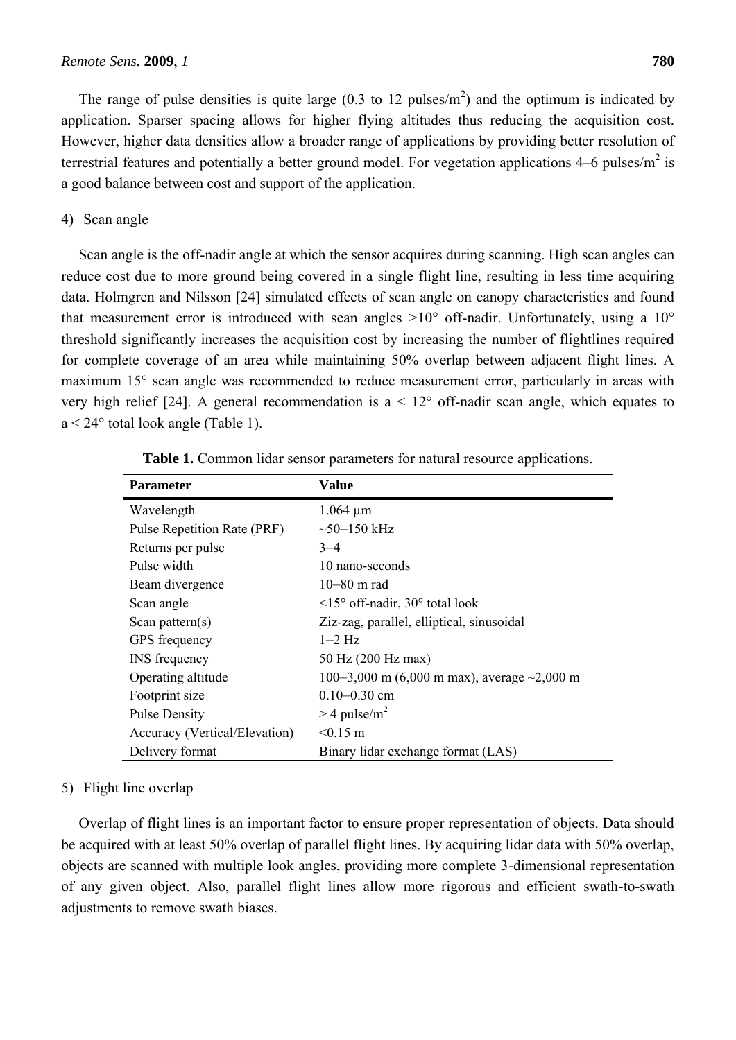The range of pulse densities is quite large (0.3 to 12 pulses/m$^2$) and the optimum is indicated by application. Sparser spacing allows for higher flying altitudes thus reducing the acquisition cost. However, higher data densities allow a broader range of applications by providing better resolution of terrestrial features and potentially a better ground model. For vegetation applications 4–6 pulses/m$^2$ is a good balance between cost and support of the application.

4) Scan angle

Scan angle is the off-nadir angle at which the sensor acquires during scanning. High scan angles can reduce cost due to more ground being covered in a single flight line, resulting in less time acquiring data. Holmgren and Nilsson [24] simulated effects of scan angle on canopy characteristics and found that measurement error is introduced with scan angles >10° off-nadir. Unfortunately, using a 10° threshold significantly increases the acquisition cost by increasing the number of flightlines required for complete coverage of an area while maintaining 50% overlap between adjacent flight lines. A maximum 15° scan angle was recommended to reduce measurement error, particularly in areas with very high relief [24]. A general recommendation is a < 12° off-nadir scan angle, which equates to a < 24° total look angle (Table 1).

**Table 1.** Common lidar sensor parameters for natural resource applications.

| Parameter | Value |
|---|---|
| Wavelength | 1.064 μm |
| Pulse Repetition Rate (PRF) | ~50–150 kHz |
| Returns per pulse | 3–4 |
| Pulse width | 10 nano-seconds |
| Beam divergence | 10–80 m rad |
| Scan angle | <15° off-nadir, 30° total look |
| Scan pattern(s) | Ziz-zag, parallel, elliptical, sinusoidal |
| GPS frequency | 1–2 Hz |
| INS frequency | 50 Hz (200 Hz max) |
| Operating altitude | 100–3,000 m (6,000 m max), average ~2,000 m |
| Footprint size | 0.10–0.30 cm |
| Pulse Density | > 4 pulse/m$^2$ |
| Accuracy (Vertical/Elevation) | <0.15 m |
| Delivery format | Binary lidar exchange format (LAS) |

5) Flight line overlap

Overlap of flight lines is an important factor to ensure proper representation of objects. Data should be acquired with at least 50% overlap of parallel flight lines. By acquiring lidar data with 50% overlap, objects are scanned with multiple look angles, providing more complete 3-dimensional representation of any given object. Also, parallel flight lines allow more rigorous and efficient swath-to-swath adjustments to remove swath biases.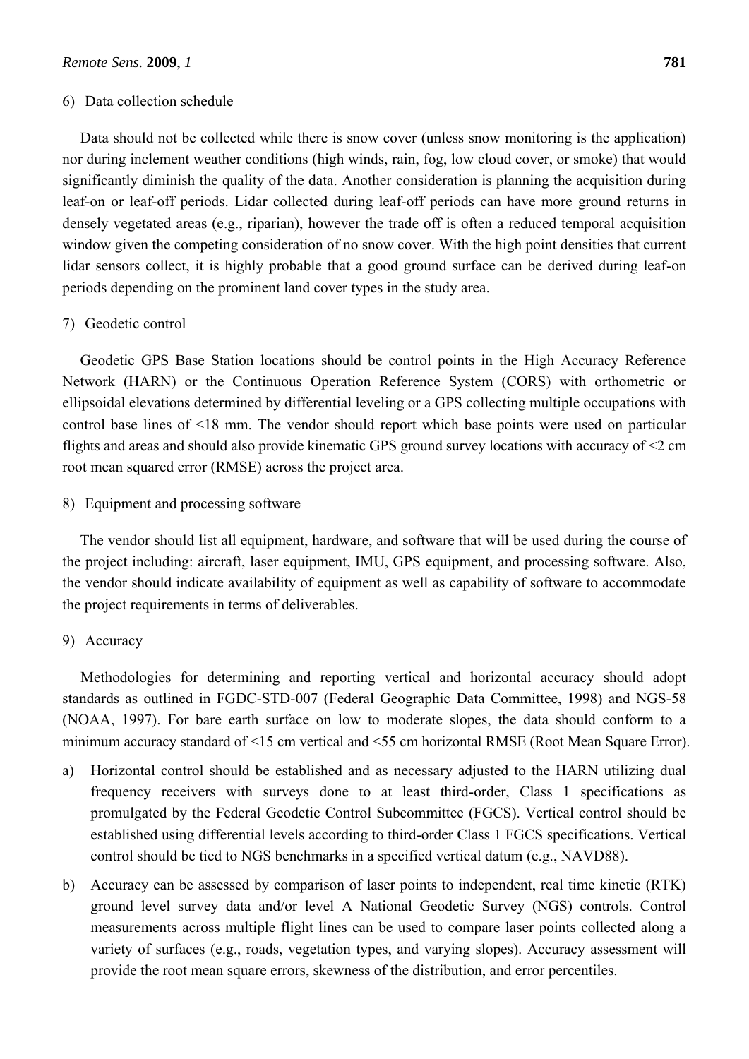6) Data collection schedule

Data should not be collected while there is snow cover (unless snow monitoring is the application) nor during inclement weather conditions (high winds, rain, fog, low cloud cover, or smoke) that would significantly diminish the quality of the data. Another consideration is planning the acquisition during leaf-on or leaf-off periods. Lidar collected during leaf-off periods can have more ground returns in densely vegetated areas (e.g., riparian), however the trade off is often a reduced temporal acquisition window given the competing consideration of no snow cover. With the high point densities that current lidar sensors collect, it is highly probable that a good ground surface can be derived during leaf-on periods depending on the prominent land cover types in the study area.

7) Geodetic control

Geodetic GPS Base Station locations should be control points in the High Accuracy Reference Network (HARN) or the Continuous Operation Reference System (CORS) with orthometric or ellipsoidal elevations determined by differential leveling or a GPS collecting multiple occupations with control base lines of <18 mm. The vendor should report which base points were used on particular flights and areas and should also provide kinematic GPS ground survey locations with accuracy of <2 cm root mean squared error (RMSE) across the project area.

8) Equipment and processing software

The vendor should list all equipment, hardware, and software that will be used during the course of the project including: aircraft, laser equipment, IMU, GPS equipment, and processing software. Also, the vendor should indicate availability of equipment as well as capability of software to accommodate the project requirements in terms of deliverables.

9) Accuracy

Methodologies for determining and reporting vertical and horizontal accuracy should adopt standards as outlined in FGDC-STD-007 (Federal Geographic Data Committee, 1998) and NGS-58 (NOAA, 1997). For bare earth surface on low to moderate slopes, the data should conform to a minimum accuracy standard of <15 cm vertical and <55 cm horizontal RMSE (Root Mean Square Error).

a) Horizontal control should be established and as necessary adjusted to the HARN utilizing dual frequency receivers with surveys done to at least third-order, Class 1 specifications as promulgated by the Federal Geodetic Control Subcommittee (FGCS). Vertical control should be established using differential levels according to third-order Class 1 FGCS specifications. Vertical control should be tied to NGS benchmarks in a specified vertical datum (e.g., NAVD88).

b) Accuracy can be assessed by comparison of laser points to independent, real time kinetic (RTK) ground level survey data and/or level A National Geodetic Survey (NGS) controls. Control measurements across multiple flight lines can be used to compare laser points collected along a variety of surfaces (e.g., roads, vegetation types, and varying slopes). Accuracy assessment will provide the root mean square errors, skewness of the distribution, and error percentiles.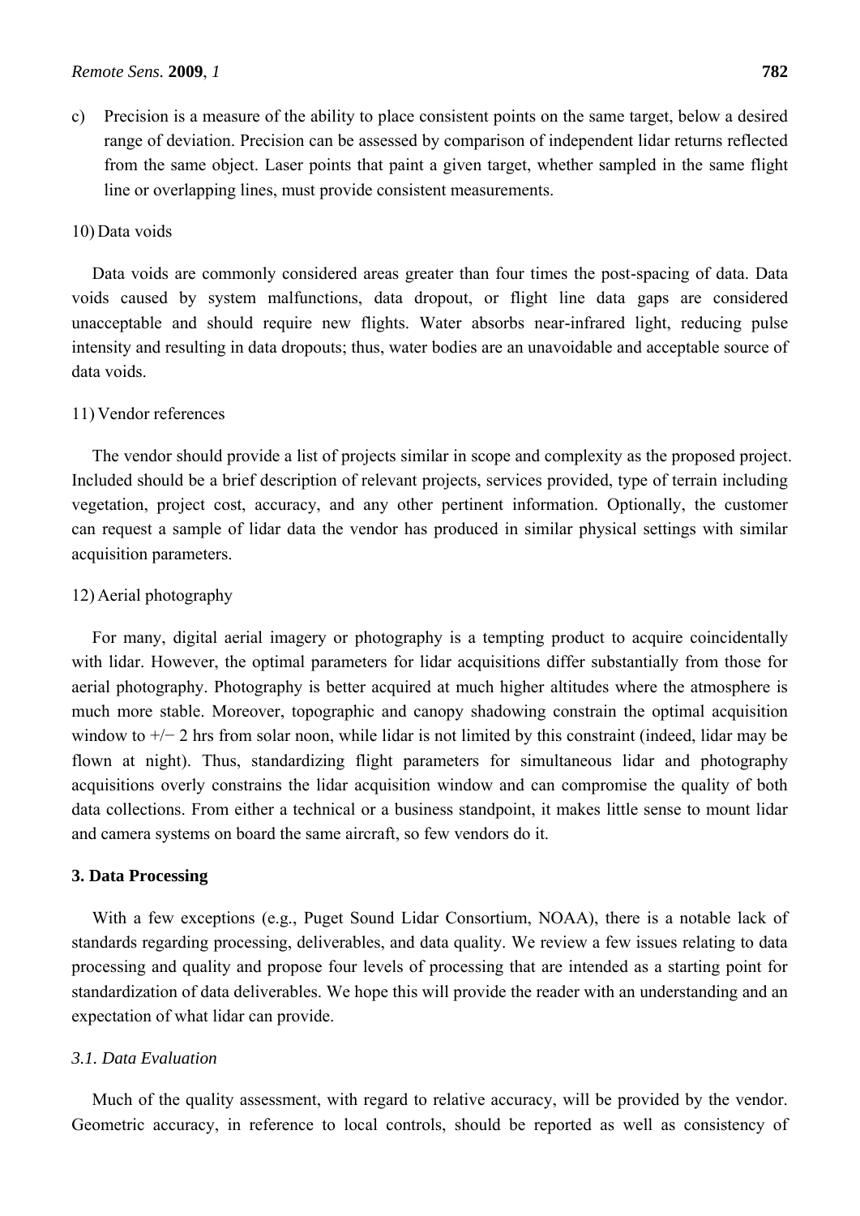c) Precision is a measure of the ability to place consistent points on the same target, below a desired range of deviation. Precision can be assessed by comparison of independent lidar returns reflected from the same object. Laser points that paint a given target, whether sampled in the same flight line or overlapping lines, must provide consistent measurements.

10) Data voids

Data voids are commonly considered areas greater than four times the post-spacing of data. Data voids caused by system malfunctions, data dropout, or flight line data gaps are considered unacceptable and should require new flights. Water absorbs near-infrared light, reducing pulse intensity and resulting in data dropouts; thus, water bodies are an unavoidable and acceptable source of data voids.

11) Vendor references

The vendor should provide a list of projects similar in scope and complexity as the proposed project. Included should be a brief description of relevant projects, services provided, type of terrain including vegetation, project cost, accuracy, and any other pertinent information. Optionally, the customer can request a sample of lidar data the vendor has produced in similar physical settings with similar acquisition parameters.

12) Aerial photography

For many, digital aerial imagery or photography is a tempting product to acquire coincidentally with lidar. However, the optimal parameters for lidar acquisitions differ substantially from those for aerial photography. Photography is better acquired at much higher altitudes where the atmosphere is much more stable. Moreover, topographic and canopy shadowing constrain the optimal acquisition window to +/− 2 hrs from solar noon, while lidar is not limited by this constraint (indeed, lidar may be flown at night). Thus, standardizing flight parameters for simultaneous lidar and photography acquisitions overly constrains the lidar acquisition window and can compromise the quality of both data collections. From either a technical or a business standpoint, it makes little sense to mount lidar and camera systems on board the same aircraft, so few vendors do it.

## 3. Data Processing

With a few exceptions (e.g., Puget Sound Lidar Consortium, NOAA), there is a notable lack of standards regarding processing, deliverables, and data quality. We review a few issues relating to data processing and quality and propose four levels of processing that are intended as a starting point for standardization of data deliverables. We hope this will provide the reader with an understanding and an expectation of what lidar can provide.

### *3.1. Data Evaluation*

Much of the quality assessment, with regard to relative accuracy, will be provided by the vendor. Geometric accuracy, in reference to local controls, should be reported as well as consistency of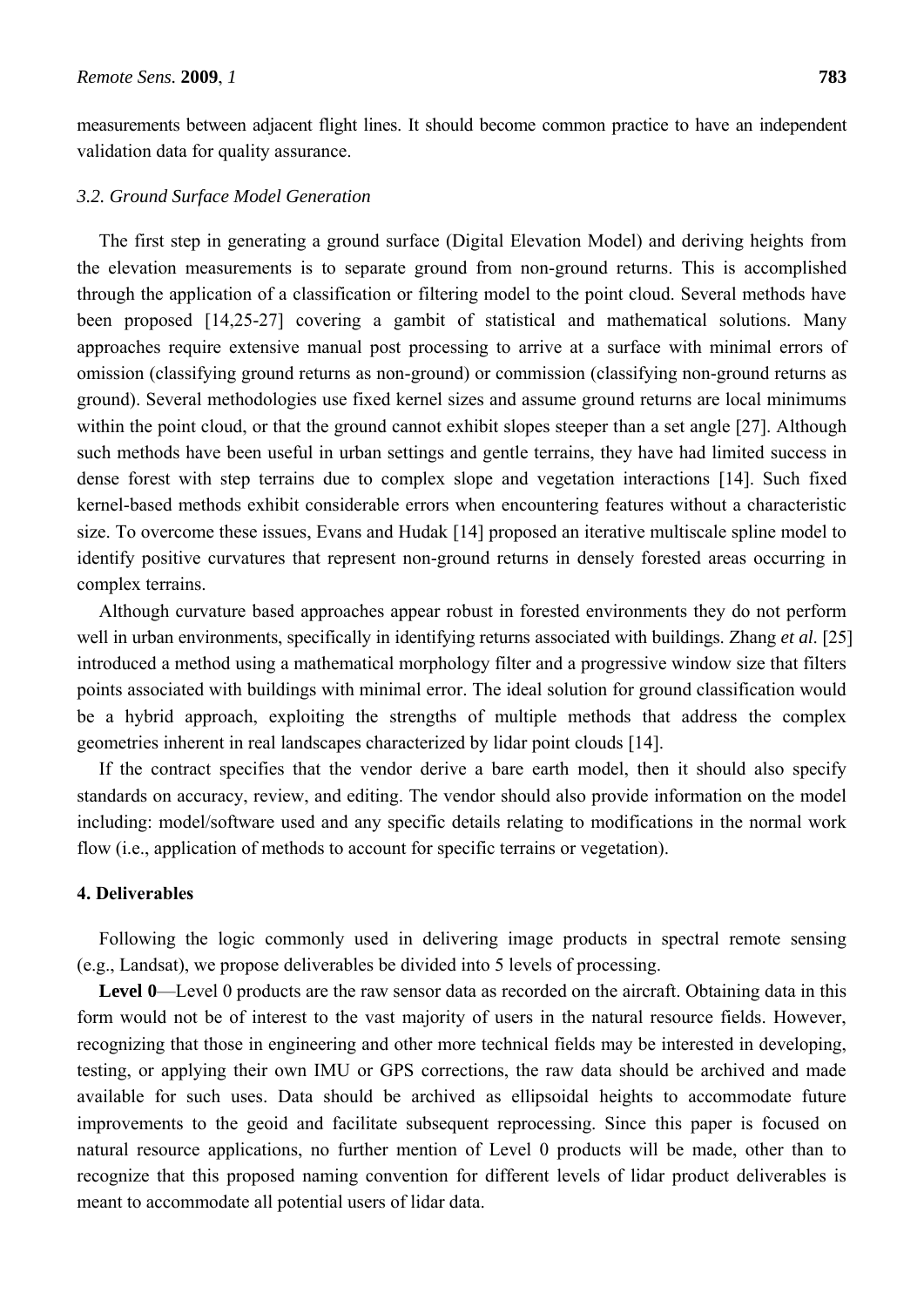measurements between adjacent flight lines. It should become common practice to have an independent validation data for quality assurance.

### *3.2. Ground Surface Model Generation*

The first step in generating a ground surface (Digital Elevation Model) and deriving heights from the elevation measurements is to separate ground from non-ground returns. This is accomplished through the application of a classification or filtering model to the point cloud. Several methods have been proposed [14,25-27] covering a gambit of statistical and mathematical solutions. Many approaches require extensive manual post processing to arrive at a surface with minimal errors of omission (classifying ground returns as non-ground) or commission (classifying non-ground returns as ground). Several methodologies use fixed kernel sizes and assume ground returns are local minimums within the point cloud, or that the ground cannot exhibit slopes steeper than a set angle [27]. Although such methods have been useful in urban settings and gentle terrains, they have had limited success in dense forest with step terrains due to complex slope and vegetation interactions [14]. Such fixed kernel-based methods exhibit considerable errors when encountering features without a characteristic size. To overcome these issues, Evans and Hudak [14] proposed an iterative multiscale spline model to identify positive curvatures that represent non-ground returns in densely forested areas occurring in complex terrains.

Although curvature based approaches appear robust in forested environments they do not perform well in urban environments, specifically in identifying returns associated with buildings. Zhang *et al*. [25] introduced a method using a mathematical morphology filter and a progressive window size that filters points associated with buildings with minimal error. The ideal solution for ground classification would be a hybrid approach, exploiting the strengths of multiple methods that address the complex geometries inherent in real landscapes characterized by lidar point clouds [14].

If the contract specifies that the vendor derive a bare earth model, then it should also specify standards on accuracy, review, and editing. The vendor should also provide information on the model including: model/software used and any specific details relating to modifications in the normal work flow (i.e., application of methods to account for specific terrains or vegetation).

## 4. Deliverables

Following the logic commonly used in delivering image products in spectral remote sensing (e.g., Landsat), we propose deliverables be divided into 5 levels of processing.

**Level 0**—Level 0 products are the raw sensor data as recorded on the aircraft. Obtaining data in this form would not be of interest to the vast majority of users in the natural resource fields. However, recognizing that those in engineering and other more technical fields may be interested in developing, testing, or applying their own IMU or GPS corrections, the raw data should be archived and made available for such uses. Data should be archived as ellipsoidal heights to accommodate future improvements to the geoid and facilitate subsequent reprocessing. Since this paper is focused on natural resource applications, no further mention of Level 0 products will be made, other than to recognize that this proposed naming convention for different levels of lidar product deliverables is meant to accommodate all potential users of lidar data.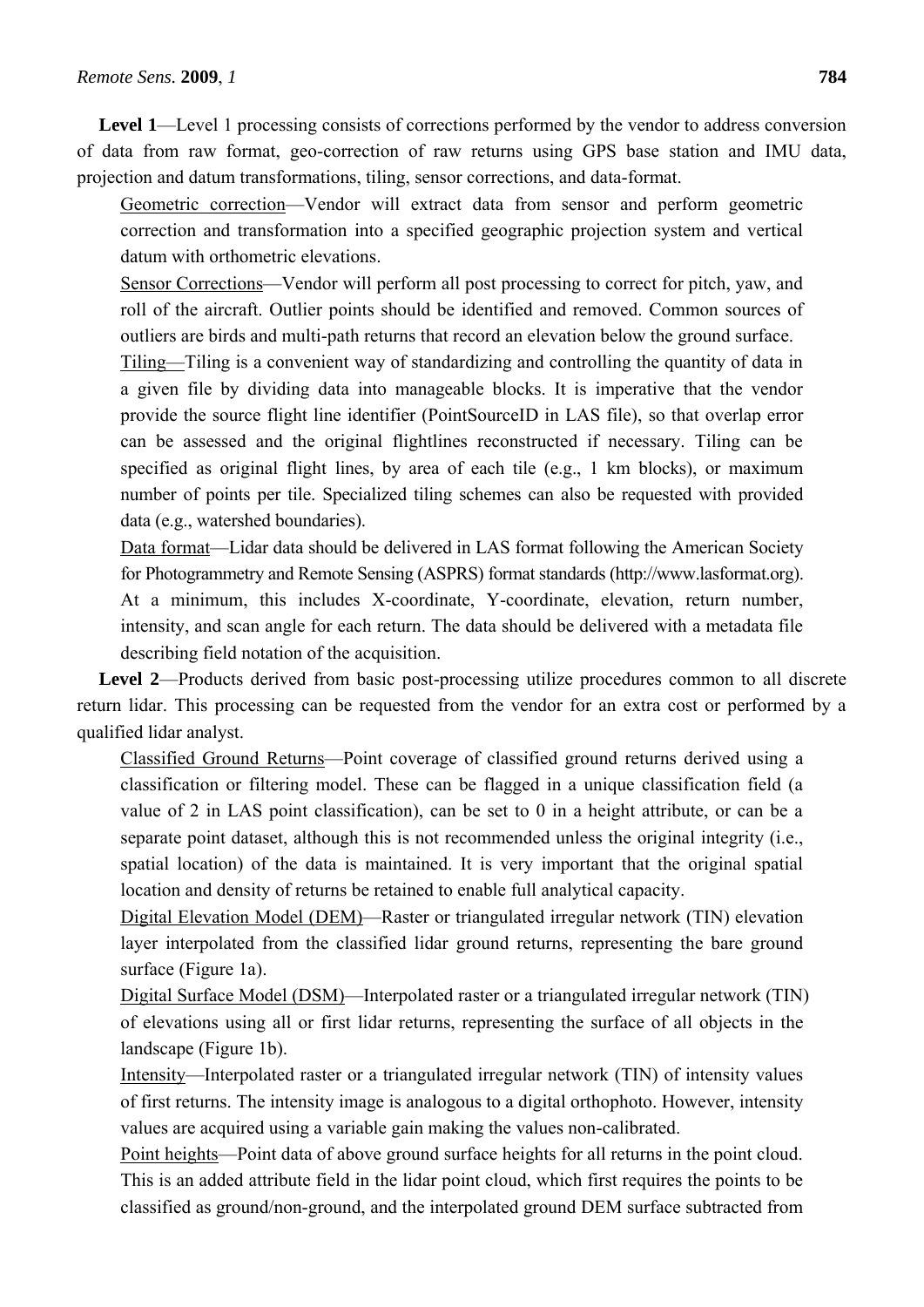**Level 1**—Level 1 processing consists of corrections performed by the vendor to address conversion of data from raw format, geo-correction of raw returns using GPS base station and IMU data, projection and datum transformations, tiling, sensor corrections, and data-format.

Geometric correction—Vendor will extract data from sensor and perform geometric correction and transformation into a specified geographic projection system and vertical datum with orthometric elevations.

Sensor Corrections—Vendor will perform all post processing to correct for pitch, yaw, and roll of the aircraft. Outlier points should be identified and removed. Common sources of outliers are birds and multi-path returns that record an elevation below the ground surface.

Tiling—Tiling is a convenient way of standardizing and controlling the quantity of data in a given file by dividing data into manageable blocks. It is imperative that the vendor provide the source flight line identifier (PointSourceID in LAS file), so that overlap error can be assessed and the original flightlines reconstructed if necessary. Tiling can be specified as original flight lines, by area of each tile (e.g., 1 km blocks), or maximum number of points per tile. Specialized tiling schemes can also be requested with provided data (e.g., watershed boundaries).

Data format—Lidar data should be delivered in LAS format following the American Society for Photogrammetry and Remote Sensing (ASPRS) format standards (http://www.lasformat.org). At a minimum, this includes X-coordinate, Y-coordinate, elevation, return number, intensity, and scan angle for each return. The data should be delivered with a metadata file describing field notation of the acquisition.

**Level 2**—Products derived from basic post-processing utilize procedures common to all discrete return lidar. This processing can be requested from the vendor for an extra cost or performed by a qualified lidar analyst.

Classified Ground Returns—Point coverage of classified ground returns derived using a classification or filtering model. These can be flagged in a unique classification field (a value of 2 in LAS point classification), can be set to 0 in a height attribute, or can be a separate point dataset, although this is not recommended unless the original integrity (i.e., spatial location) of the data is maintained. It is very important that the original spatial location and density of returns be retained to enable full analytical capacity.

Digital Elevation Model (DEM)—Raster or triangulated irregular network (TIN) elevation layer interpolated from the classified lidar ground returns, representing the bare ground surface (Figure 1a).

Digital Surface Model (DSM)—Interpolated raster or a triangulated irregular network (TIN) of elevations using all or first lidar returns, representing the surface of all objects in the landscape (Figure 1b).

Intensity—Interpolated raster or a triangulated irregular network (TIN) of intensity values of first returns. The intensity image is analogous to a digital orthophoto. However, intensity values are acquired using a variable gain making the values non-calibrated.

Point heights—Point data of above ground surface heights for all returns in the point cloud. This is an added attribute field in the lidar point cloud, which first requires the points to be classified as ground/non-ground, and the interpolated ground DEM surface subtracted from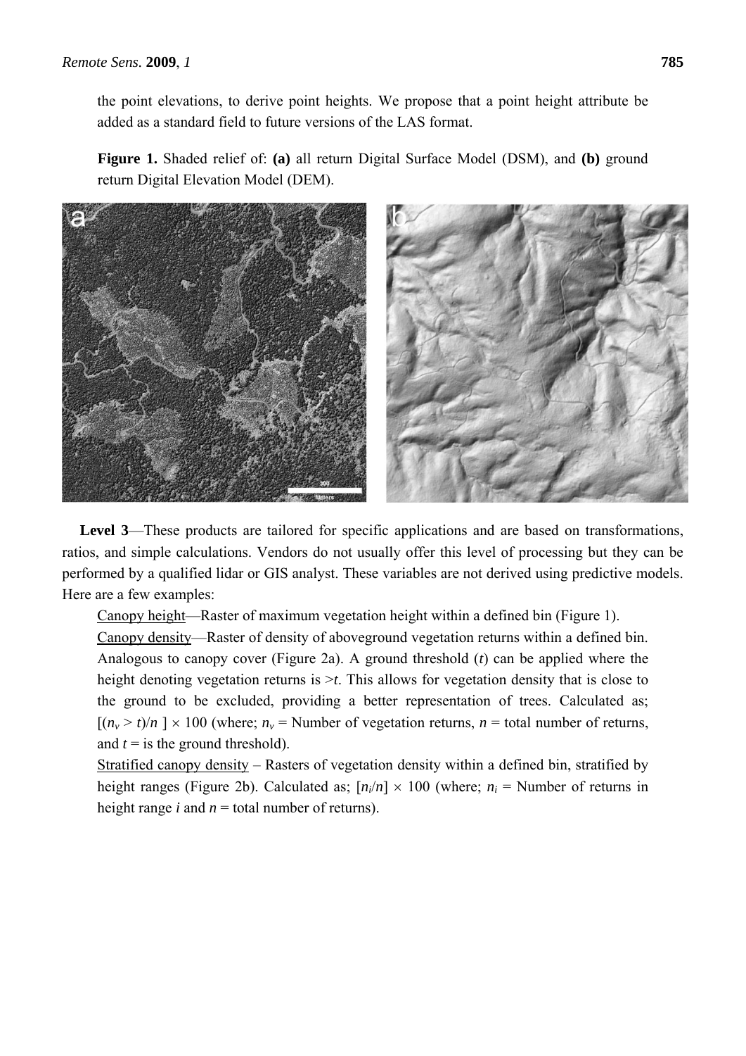the point elevations, to derive point heights. We propose that a point height attribute be added as a standard field to future versions of the LAS format.

**Figure 1.** Shaded relief of: **(a)** all return Digital Surface Model (DSM), and **(b)** ground return Digital Elevation Model (DEM).

**Level 3**—These products are tailored for specific applications and are based on transformations, ratios, and simple calculations. Vendors do not usually offer this level of processing but they can be performed by a qualified lidar or GIS analyst. These variables are not derived using predictive models. Here are a few examples:

Canopy height—Raster of maximum vegetation height within a defined bin (Figure 1).

Canopy density—Raster of density of aboveground vegetation returns within a defined bin. Analogous to canopy cover (Figure 2a). A ground threshold ($t$) can be applied where the height denoting vegetation returns is $>t$. This allows for vegetation density that is close to the ground to be excluded, providing a better representation of trees. Calculated as; $[(n_v > t)/n\ ] \times 100$ (where; $n_v$ = Number of vegetation returns, $n$ = total number of returns, and $t$ = is the ground threshold).

Stratified canopy density – Rasters of vegetation density within a defined bin, stratified by height ranges (Figure 2b). Calculated as; $[n_i/n] \times 100$ (where; $n_i$ = Number of returns in height range $i$ and $n$ = total number of returns).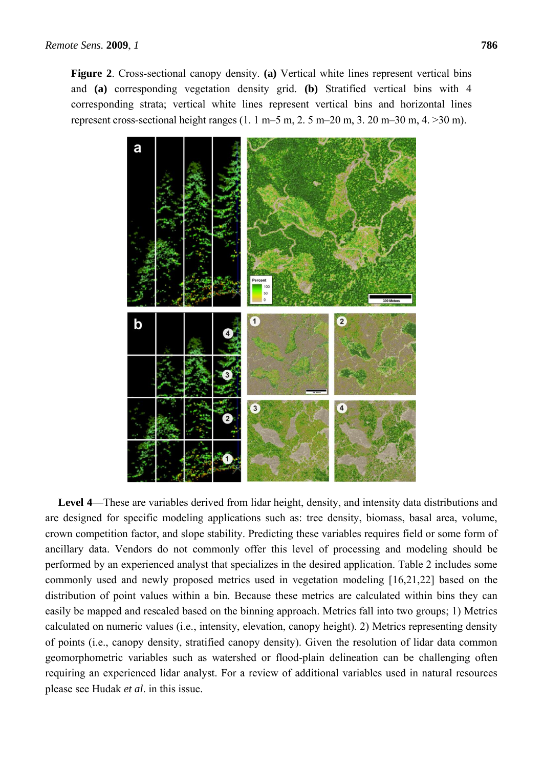**Figure 2**. Cross-sectional canopy density. **(a)** Vertical white lines represent vertical bins and **(a)** corresponding vegetation density grid. **(b)** Stratified vertical bins with 4 corresponding strata; vertical white lines represent vertical bins and horizontal lines represent cross-sectional height ranges (1. 1 m–5 m, 2. 5 m–20 m, 3. 20 m–30 m, 4. >30 m).

**Level 4**—These are variables derived from lidar height, density, and intensity data distributions and are designed for specific modeling applications such as: tree density, biomass, basal area, volume, crown competition factor, and slope stability. Predicting these variables requires field or some form of ancillary data. Vendors do not commonly offer this level of processing and modeling should be performed by an experienced analyst that specializes in the desired application. Table 2 includes some commonly used and newly proposed metrics used in vegetation modeling [16,21,22] based on the distribution of point values within a bin. Because these metrics are calculated within bins they can easily be mapped and rescaled based on the binning approach. Metrics fall into two groups; 1) Metrics calculated on numeric values (i.e., intensity, elevation, canopy height). 2) Metrics representing density of points (i.e., canopy density, stratified canopy density). Given the resolution of lidar data common geomorphometric variables such as watershed or flood-plain delineation can be challenging often requiring an experienced lidar analyst. For a review of additional variables used in natural resources please see Hudak *et al*. in this issue.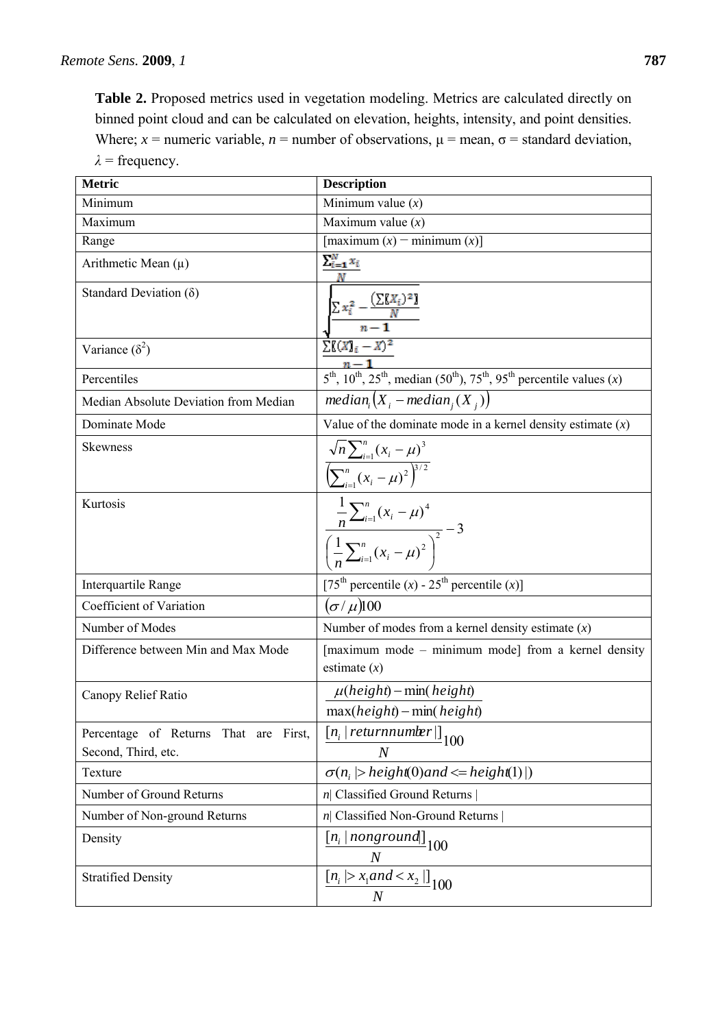**Table 2.** Proposed metrics used in vegetation modeling. Metrics are calculated directly on binned point cloud and can be calculated on elevation, heights, intensity, and point densities. Where; $x$ = numeric variable, $n$ = number of observations, μ = mean, σ = standard deviation, $\lambda$ = frequency.

| Metric | Description |
| --- | --- |
| Minimum | Minimum value ($x$) |
| Maximum | Maximum value ($x$) |
| Range | [maximum ($x$) − minimum ($x$)] |
| Arithmetic Mean (μ) | $\frac{\sum_{i=1}^{N} x_i}{N}$ |
| Standard Deviation (δ) | $\sqrt{\frac{\sum x_i^2 - \frac{(\sum X_i)^2}{N}}{n-1}}$ |
| Variance ($\delta^2$) | $\frac{\sum (X_i - X)^2}{n-1}$ |
| Percentiles | 5th, 10th, 25th, median (50th), 75th, 95th percentile values ($x$) |
| Median Absolute Deviation from Median | $median_i(X_i - median_j(X_j))$ |
| Dominate Mode | Value of the dominate mode in a kernel density estimate ($x$) |
| Skewness | $\frac{\sqrt{n}\sum_{i=1}^{n}(x_i-\mu)^3}{\left(\sum_{i=1}^{n}(x_i-\mu)^2\right)^{3/2}}$ |
| Kurtosis | $\frac{\frac{1}{n}\sum_{i=1}^{n}(x_i-\mu)^4}{\left(\frac{1}{n}\sum_{i=1}^{n}(x_i-\mu)^2\right)^2}-3$ |
| Interquartile Range | [75th percentile ($x$) - 25th percentile ($x$)] |
| Coefficient of Variation | $(\sigma/\mu)100$ |
| Number of Modes | Number of modes from a kernel density estimate ($x$) |
| Difference between Min and Max Mode | [maximum mode – minimum mode] from a kernel density estimate ($x$) |
| Canopy Relief Ratio | $\frac{\mu(height) - \min(height)}{\max(height) - \min(height)}$ |
| Percentage of Returns That are First, Second, Third, etc. | $\frac{[n_i \mid returnnumber \mid]}{N}100$ |
| Texture | $\sigma(n_i \mid > height(0) and <= height(1) \mid)$ |
| Number of Ground Returns | $n$\| Classified Ground Returns \| |
| Number of Non-ground Returns | $n$\| Classified Non-Ground Returns \| |
| Density | $\frac{[n_i \mid nonground \mid]}{N}100$ |
| Stratified Density | $\frac{[n_i \mid > x_1 and < x_2 \mid]}{N}100$ |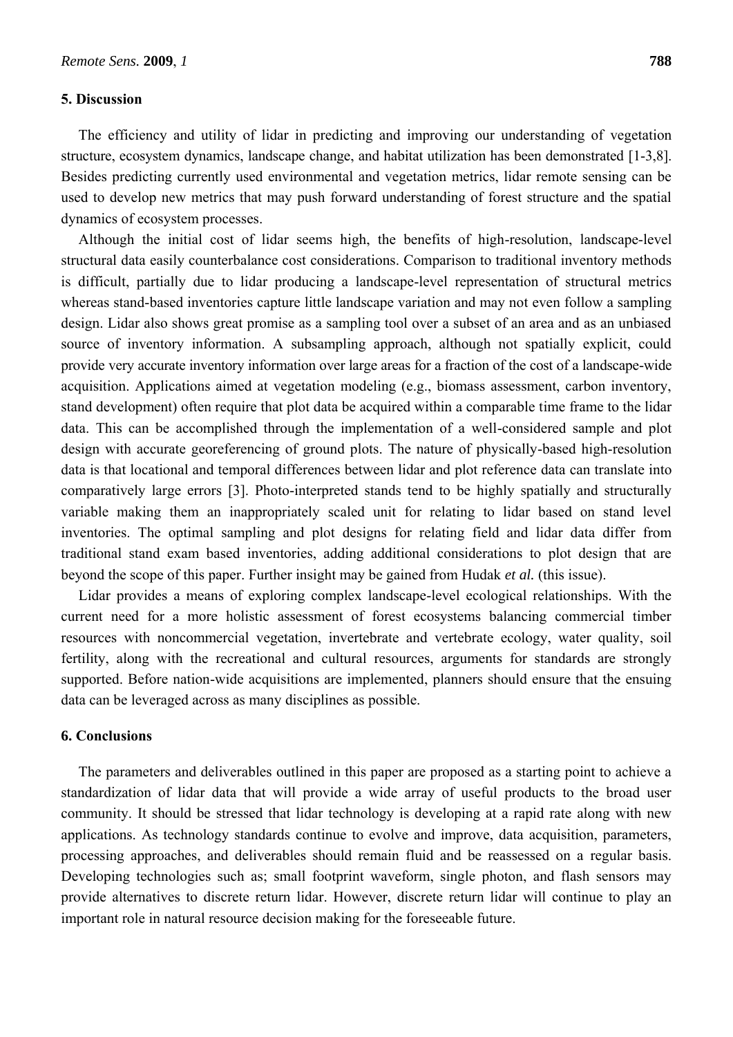## 5. Discussion

The efficiency and utility of lidar in predicting and improving our understanding of vegetation structure, ecosystem dynamics, landscape change, and habitat utilization has been demonstrated [1-3,8]. Besides predicting currently used environmental and vegetation metrics, lidar remote sensing can be used to develop new metrics that may push forward understanding of forest structure and the spatial dynamics of ecosystem processes.

Although the initial cost of lidar seems high, the benefits of high-resolution, landscape-level structural data easily counterbalance cost considerations. Comparison to traditional inventory methods is difficult, partially due to lidar producing a landscape-level representation of structural metrics whereas stand-based inventories capture little landscape variation and may not even follow a sampling design. Lidar also shows great promise as a sampling tool over a subset of an area and as an unbiased source of inventory information. A subsampling approach, although not spatially explicit, could provide very accurate inventory information over large areas for a fraction of the cost of a landscape-wide acquisition. Applications aimed at vegetation modeling (e.g., biomass assessment, carbon inventory, stand development) often require that plot data be acquired within a comparable time frame to the lidar data. This can be accomplished through the implementation of a well-considered sample and plot design with accurate georeferencing of ground plots. The nature of physically-based high-resolution data is that locational and temporal differences between lidar and plot reference data can translate into comparatively large errors [3]. Photo-interpreted stands tend to be highly spatially and structurally variable making them an inappropriately scaled unit for relating to lidar based on stand level inventories. The optimal sampling and plot designs for relating field and lidar data differ from traditional stand exam based inventories, adding additional considerations to plot design that are beyond the scope of this paper. Further insight may be gained from Hudak *et al.* (this issue).

Lidar provides a means of exploring complex landscape-level ecological relationships. With the current need for a more holistic assessment of forest ecosystems balancing commercial timber resources with noncommercial vegetation, invertebrate and vertebrate ecology, water quality, soil fertility, along with the recreational and cultural resources, arguments for standards are strongly supported. Before nation-wide acquisitions are implemented, planners should ensure that the ensuing data can be leveraged across as many disciplines as possible.

## 6. Conclusions

The parameters and deliverables outlined in this paper are proposed as a starting point to achieve a standardization of lidar data that will provide a wide array of useful products to the broad user community. It should be stressed that lidar technology is developing at a rapid rate along with new applications. As technology standards continue to evolve and improve, data acquisition, parameters, processing approaches, and deliverables should remain fluid and be reassessed on a regular basis. Developing technologies such as; small footprint waveform, single photon, and flash sensors may provide alternatives to discrete return lidar. However, discrete return lidar will continue to play an important role in natural resource decision making for the foreseeable future.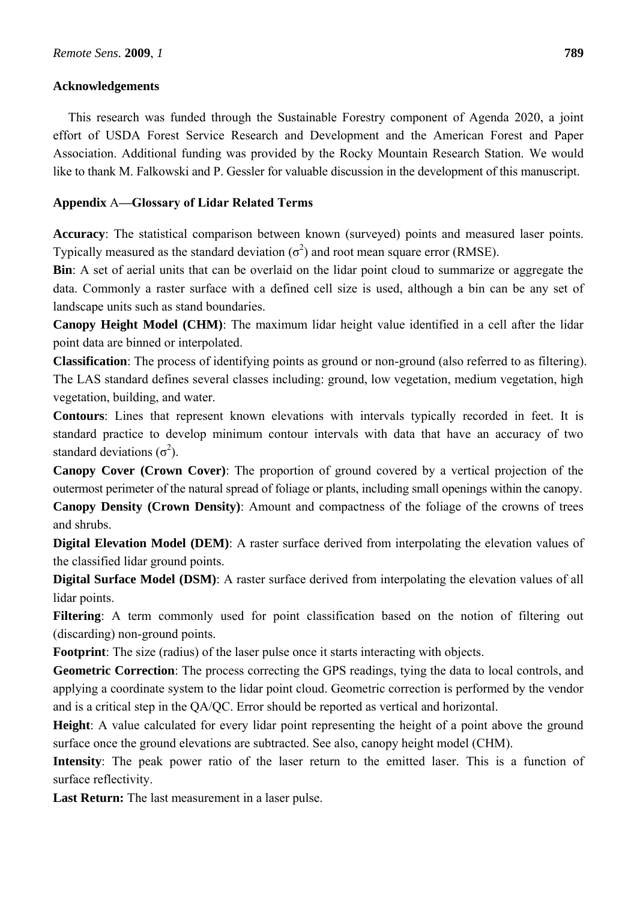## Acknowledgements

This research was funded through the Sustainable Forestry component of Agenda 2020, a joint effort of USDA Forest Service Research and Development and the American Forest and Paper Association. Additional funding was provided by the Rocky Mountain Research Station. We would like to thank M. Falkowski and P. Gessler for valuable discussion in the development of this manuscript.

## Appendix A—Glossary of Lidar Related Terms

**Accuracy**: The statistical comparison between known (surveyed) points and measured laser points. Typically measured as the standard deviation ($\sigma^2$) and root mean square error (RMSE).

**Bin**: A set of aerial units that can be overlaid on the lidar point cloud to summarize or aggregate the data. Commonly a raster surface with a defined cell size is used, although a bin can be any set of landscape units such as stand boundaries.

**Canopy Height Model (CHM)**: The maximum lidar height value identified in a cell after the lidar point data are binned or interpolated.

**Classification**: The process of identifying points as ground or non-ground (also referred to as filtering). The LAS standard defines several classes including: ground, low vegetation, medium vegetation, high vegetation, building, and water.

**Contours**: Lines that represent known elevations with intervals typically recorded in feet. It is standard practice to develop minimum contour intervals with data that have an accuracy of two standard deviations ($\sigma^2$).

**Canopy Cover (Crown Cover)**: The proportion of ground covered by a vertical projection of the outermost perimeter of the natural spread of foliage or plants, including small openings within the canopy.

**Canopy Density (Crown Density)**: Amount and compactness of the foliage of the crowns of trees and shrubs.

**Digital Elevation Model (DEM)**: A raster surface derived from interpolating the elevation values of the classified lidar ground points.

**Digital Surface Model (DSM)**: A raster surface derived from interpolating the elevation values of all lidar points.

**Filtering**: A term commonly used for point classification based on the notion of filtering out (discarding) non-ground points.

**Footprint**: The size (radius) of the laser pulse once it starts interacting with objects.

**Geometric Correction**: The process correcting the GPS readings, tying the data to local controls, and applying a coordinate system to the lidar point cloud. Geometric correction is performed by the vendor and is a critical step in the QA/QC. Error should be reported as vertical and horizontal.

**Height**: A value calculated for every lidar point representing the height of a point above the ground surface once the ground elevations are subtracted. See also, canopy height model (CHM).

**Intensity**: The peak power ratio of the laser return to the emitted laser. This is a function of surface reflectivity.

**Last Return:** The last measurement in a laser pulse.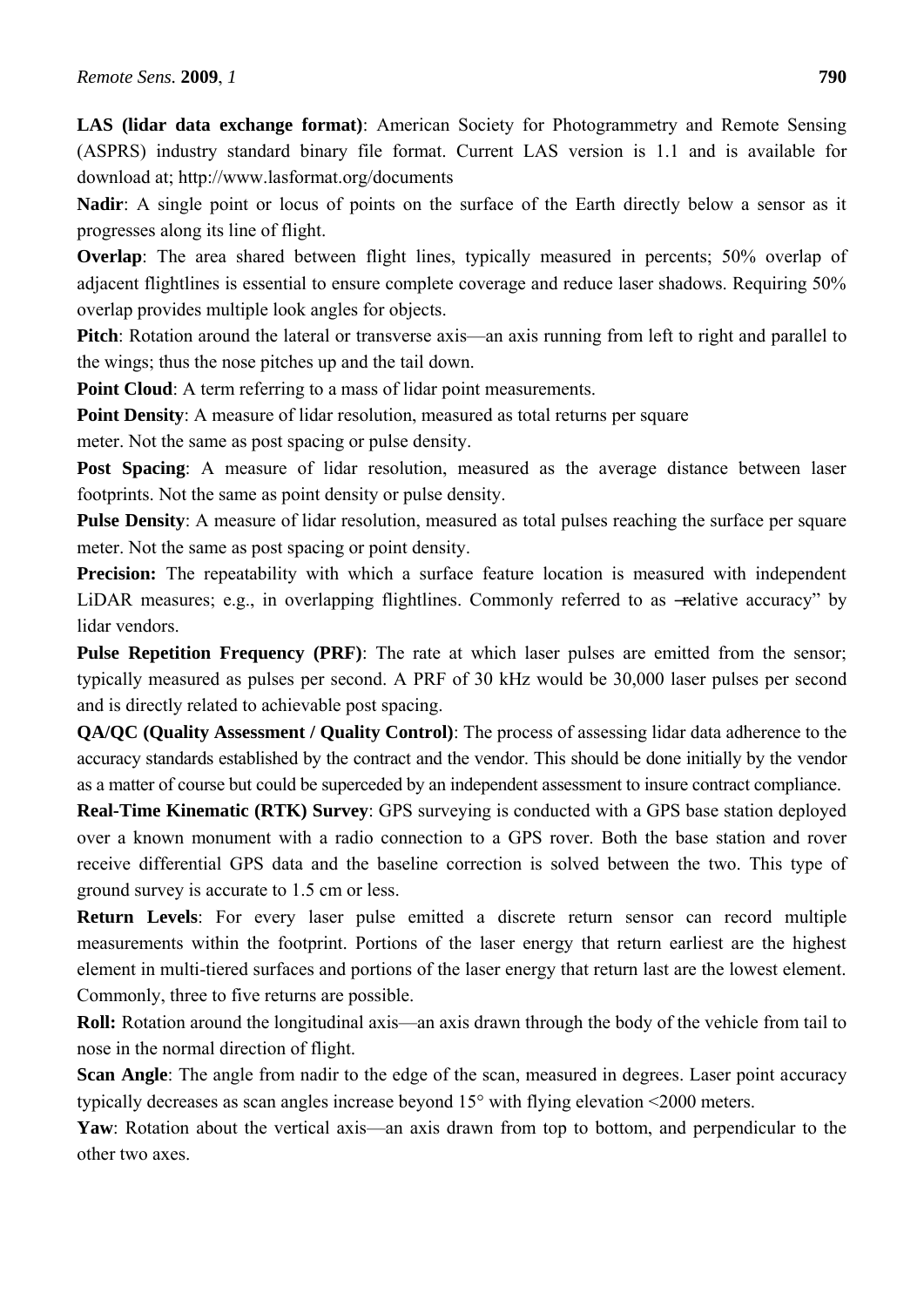**LAS (lidar data exchange format)**: American Society for Photogrammetry and Remote Sensing (ASPRS) industry standard binary file format. Current LAS version is 1.1 and is available for download at; http://www.lasformat.org/documents

**Nadir**: A single point or locus of points on the surface of the Earth directly below a sensor as it progresses along its line of flight.

**Overlap**: The area shared between flight lines, typically measured in percents; 50% overlap of adjacent flightlines is essential to ensure complete coverage and reduce laser shadows. Requiring 50% overlap provides multiple look angles for objects.

**Pitch**: Rotation around the lateral or transverse axis—an axis running from left to right and parallel to the wings; thus the nose pitches up and the tail down.

**Point Cloud**: A term referring to a mass of lidar point measurements.

**Point Density**: A measure of lidar resolution, measured as total returns per square meter. Not the same as post spacing or pulse density.

**Post Spacing**: A measure of lidar resolution, measured as the average distance between laser footprints. Not the same as point density or pulse density.

**Pulse Density**: A measure of lidar resolution, measured as total pulses reaching the surface per square meter. Not the same as post spacing or point density.

**Precision:** The repeatability with which a surface feature location is measured with independent LiDAR measures; e.g., in overlapping flightlines. Commonly referred to as ―relative accuracy" by lidar vendors.

**Pulse Repetition Frequency (PRF)**: The rate at which laser pulses are emitted from the sensor; typically measured as pulses per second. A PRF of 30 kHz would be 30,000 laser pulses per second and is directly related to achievable post spacing.

**QA/QC (Quality Assessment / Quality Control)**: The process of assessing lidar data adherence to the accuracy standards established by the contract and the vendor. This should be done initially by the vendor as a matter of course but could be superceded by an independent assessment to insure contract compliance.

**Real-Time Kinematic (RTK) Survey**: GPS surveying is conducted with a GPS base station deployed over a known monument with a radio connection to a GPS rover. Both the base station and rover receive differential GPS data and the baseline correction is solved between the two. This type of ground survey is accurate to 1.5 cm or less.

**Return Levels**: For every laser pulse emitted a discrete return sensor can record multiple measurements within the footprint. Portions of the laser energy that return earliest are the highest element in multi-tiered surfaces and portions of the laser energy that return last are the lowest element. Commonly, three to five returns are possible.

**Roll:** Rotation around the longitudinal axis—an axis drawn through the body of the vehicle from tail to nose in the normal direction of flight.

**Scan Angle**: The angle from nadir to the edge of the scan, measured in degrees. Laser point accuracy typically decreases as scan angles increase beyond 15° with flying elevation <2000 meters.

**Yaw**: Rotation about the vertical axis—an axis drawn from top to bottom, and perpendicular to the other two axes.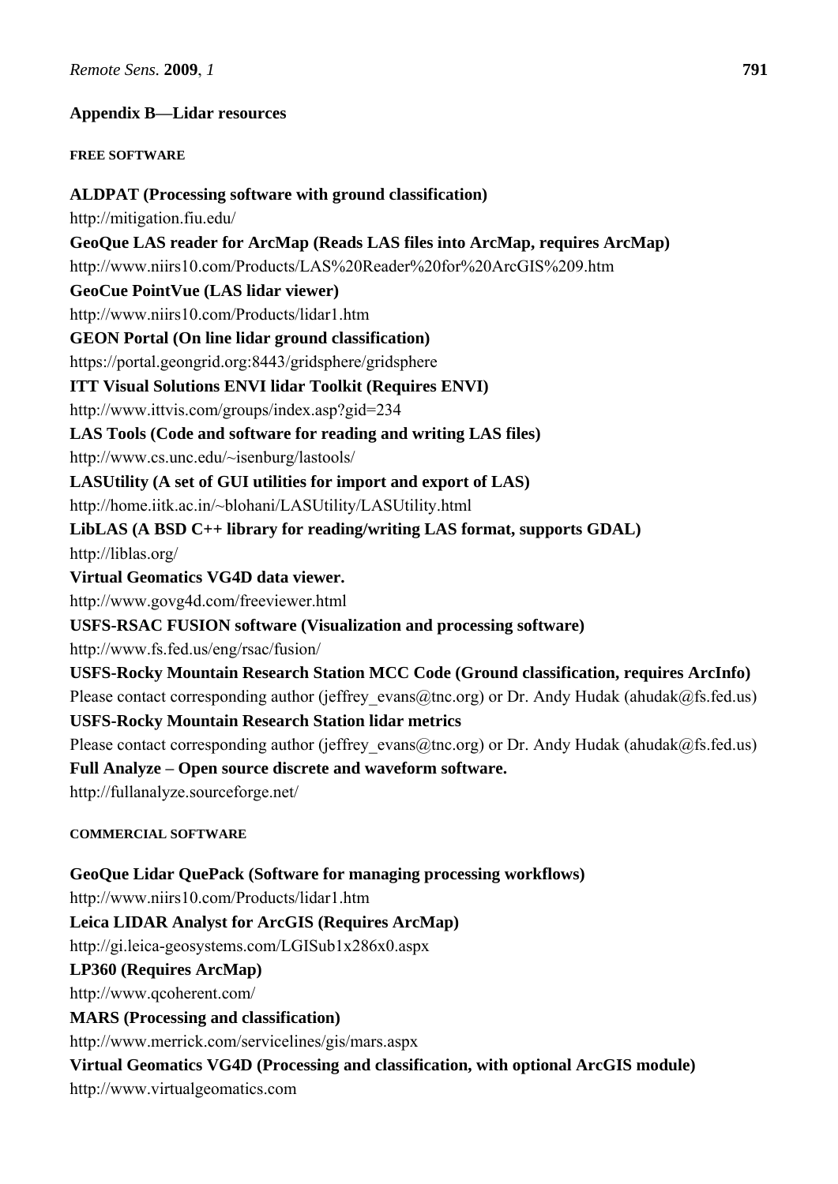## Appendix B—Lidar resources

#### FREE SOFTWARE

**ALDPAT (Processing software with ground classification)**
http://mitigation.fiu.edu/

**GeoQue LAS reader for ArcMap (Reads LAS files into ArcMap, requires ArcMap)**
http://www.niirs10.com/Products/LAS%20Reader%20for%20ArcGIS%209.htm

**GeoCue PointVue (LAS lidar viewer)**
http://www.niirs10.com/Products/lidar1.htm

**GEON Portal (On line lidar ground classification)**
https://portal.geongrid.org:8443/gridsphere/gridsphere

**ITT Visual Solutions ENVI lidar Toolkit (Requires ENVI)**
http://www.ittvis.com/groups/index.asp?gid=234

**LAS Tools (Code and software for reading and writing LAS files)**
http://www.cs.unc.edu/~isenburg/lastools/

**LASUtility (A set of GUI utilities for import and export of LAS)**
http://home.iitk.ac.in/~blohani/LASUtility/LASUtility.html

**LibLAS (A BSD C++ library for reading/writing LAS format, supports GDAL)**
http://liblas.org/

**Virtual Geomatics VG4D data viewer.**
http://www.govg4d.com/freeviewer.html

**USFS-RSAC FUSION software (Visualization and processing software)**
http://www.fs.fed.us/eng/rsac/fusion/

**USFS-Rocky Mountain Research Station MCC Code (Ground classification, requires ArcInfo)**
Please contact corresponding author (jeffrey_evans@tnc.org) or Dr. Andy Hudak (ahudak@fs.fed.us)

**USFS-Rocky Mountain Research Station lidar metrics**
Please contact corresponding author (jeffrey_evans@tnc.org) or Dr. Andy Hudak (ahudak@fs.fed.us)

**Full Analyze – Open source discrete and waveform software.**
http://fullanalyze.sourceforge.net/

#### COMMERCIAL SOFTWARE

**GeoQue Lidar QuePack (Software for managing processing workflows)**
http://www.niirs10.com/Products/lidar1.htm

**Leica LIDAR Analyst for ArcGIS (Requires ArcMap)**
http://gi.leica-geosystems.com/LGISub1x286x0.aspx

**LP360 (Requires ArcMap)**
http://www.qcoherent.com/

**MARS (Processing and classification)**
http://www.merrick.com/servicelines/gis/mars.aspx

**Virtual Geomatics VG4D (Processing and classification, with optional ArcGIS module)**
http://www.virtualgeomatics.com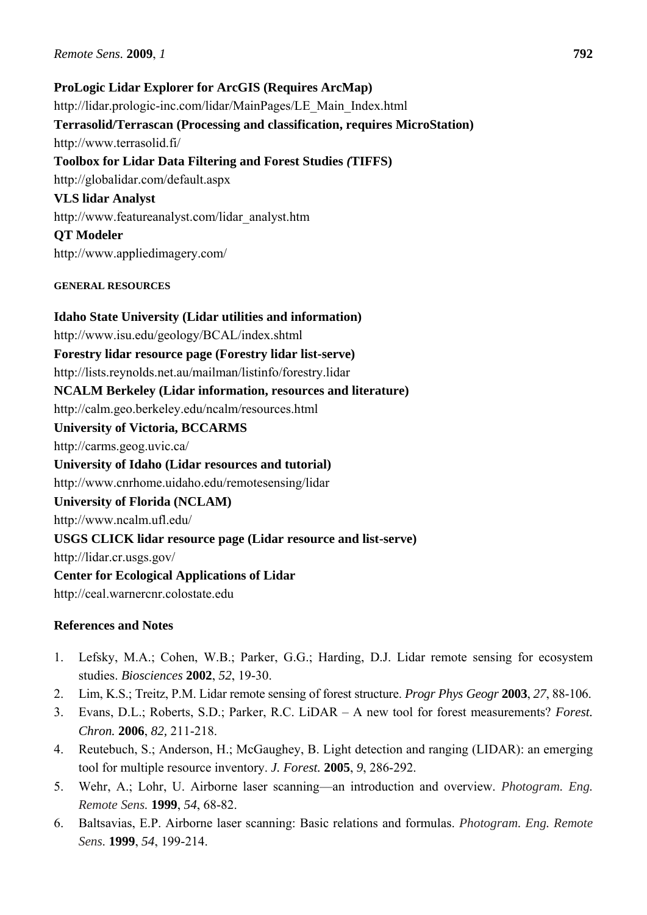**ProLogic Lidar Explorer for ArcGIS (Requires ArcMap)**
http://lidar.prologic-inc.com/lidar/MainPages/LE_Main_Index.html
**Terrasolid/Terrascan (Processing and classification, requires MicroStation)**
http://www.terrasolid.fi/
**Toolbox for Lidar Data Filtering and Forest Studies *(*TIFFS)**
http://globalidar.com/default.aspx
**VLS lidar Analyst**
http://www.featureanalyst.com/lidar_analyst.htm
**QT Modeler**
http://www.appliedimagery.com/

#### GENERAL RESOURCES

**Idaho State University (Lidar utilities and information)**
http://www.isu.edu/geology/BCAL/index.shtml
**Forestry lidar resource page (Forestry lidar list-serve)**
http://lists.reynolds.net.au/mailman/listinfo/forestry.lidar
**NCALM Berkeley (Lidar information, resources and literature)**
http://calm.geo.berkeley.edu/ncalm/resources.html
**University of Victoria, BCCARMS**
http://carms.geog.uvic.ca/
**University of Idaho (Lidar resources and tutorial)**
http://www.cnrhome.uidaho.edu/remotesensing/lidar
**University of Florida (NCLAM)**
http://www.ncalm.ufl.edu/
**USGS CLICK lidar resource page (Lidar resource and list-serve)**
http://lidar.cr.usgs.gov/
**Center for Ecological Applications of Lidar**
http://ceal.warnercnr.colostate.edu

### References and Notes

1. Lefsky, M.A.; Cohen, W.B.; Parker, G.G.; Harding, D.J. Lidar remote sensing for ecosystem studies. *Biosciences* **2002**, *52*, 19-30.
2. Lim, K.S.; Treitz, P.M. Lidar remote sensing of forest structure. *Progr Phys Geogr* **2003**, *27*, 88-106.
3. Evans, D.L.; Roberts, S.D.; Parker, R.C. LiDAR – A new tool for forest measurements? *Forest. Chron.* **2006**, *82,* 211-218.
4. Reutebuch, S.; Anderson, H.; McGaughey, B. Light detection and ranging (LIDAR): an emerging tool for multiple resource inventory. *J. Forest.* **2005**, *9*, 286-292.
5. Wehr, A.; Lohr, U. Airborne laser scanning—an introduction and overview. *Photogram. Eng. Remote Sens.* **1999**, *54*, 68-82.
6. Baltsavias, E.P. Airborne laser scanning: Basic relations and formulas. *Photogram. Eng. Remote Sens.* **1999**, *54*, 199-214.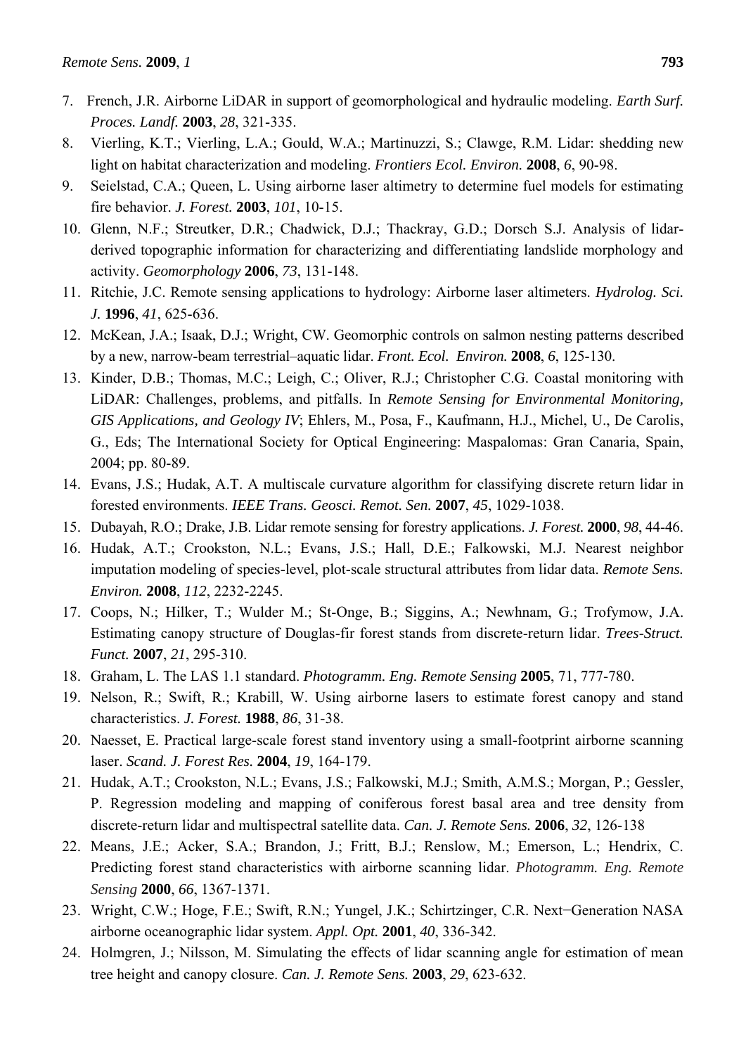7. French, J.R. Airborne LiDAR in support of geomorphological and hydraulic modeling. *Earth Surf. Proces. Landf.* **2003**, *28*, 321-335.
8. Vierling, K.T.; Vierling, L.A.; Gould, W.A.; Martinuzzi, S.; Clawge, R.M. Lidar: shedding new light on habitat characterization and modeling. *Frontiers Ecol. Environ.* **2008**, *6*, 90-98.
9. Seielstad, C.A.; Queen, L. Using airborne laser altimetry to determine fuel models for estimating fire behavior. *J. Forest.* **2003**, *101*, 10-15.
10. Glenn, N.F.; Streutker, D.R.; Chadwick, D.J.; Thackray, G.D.; Dorsch S.J. Analysis of lidar-derived topographic information for characterizing and differentiating landslide morphology and activity. *Geomorphology* **2006**, *73*, 131-148.
11. Ritchie, J.C. Remote sensing applications to hydrology: Airborne laser altimeters. *Hydrolog. Sci. J.* **1996**, *41*, 625-636.
12. McKean, J.A.; Isaak, D.J.; Wright, CW. Geomorphic controls on salmon nesting patterns described by a new, narrow-beam terrestrial–aquatic lidar. *Front. Ecol. Environ.* **2008**, *6*, 125-130.
13. Kinder, D.B.; Thomas, M.C.; Leigh, C.; Oliver, R.J.; Christopher C.G. Coastal monitoring with LiDAR: Challenges, problems, and pitfalls. In *Remote Sensing for Environmental Monitoring, GIS Applications, and Geology IV*; Ehlers, M., Posa, F., Kaufmann, H.J., Michel, U., De Carolis, G., Eds; The International Society for Optical Engineering: Maspalomas: Gran Canaria, Spain, 2004; pp. 80-89.
14. Evans, J.S.; Hudak, A.T. A multiscale curvature algorithm for classifying discrete return lidar in forested environments. *IEEE Trans. Geosci. Remot. Sen.* **2007**, *45*, 1029-1038.
15. Dubayah, R.O.; Drake, J.B. Lidar remote sensing for forestry applications. *J. Forest.* **2000**, *98*, 44-46.
16. Hudak, A.T.; Crookston, N.L.; Evans, J.S.; Hall, D.E.; Falkowski, M.J. Nearest neighbor imputation modeling of species-level, plot-scale structural attributes from lidar data. *Remote Sens. Environ.* **2008**, *112*, 2232-2245.
17. Coops, N.; Hilker, T.; Wulder M.; St-Onge, B.; Siggins, A.; Newhnam, G.; Trofymow, J.A. Estimating canopy structure of Douglas-fir forest stands from discrete-return lidar. *Trees-Struct. Funct.* **2007**, *21*, 295-310.
18. Graham, L. The LAS 1.1 standard. *Photogramm. Eng. Remote Sensing* **2005**, 71, 777-780.
19. Nelson, R.; Swift, R.; Krabill, W. Using airborne lasers to estimate forest canopy and stand characteristics. *J. Forest.* **1988**, *86*, 31-38.
20. Naesset, E. Practical large-scale forest stand inventory using a small-footprint airborne scanning laser. *Scand. J. Forest Res.* **2004**, *19*, 164-179.
21. Hudak, A.T.; Crookston, N.L.; Evans, J.S.; Falkowski, M.J.; Smith, A.M.S.; Morgan, P.; Gessler, P. Regression modeling and mapping of coniferous forest basal area and tree density from discrete-return lidar and multispectral satellite data. *Can. J. Remote Sens.* **2006**, *32*, 126-138
22. Means, J.E.; Acker, S.A.; Brandon, J.; Fritt, B.J.; Renslow, M.; Emerson, L.; Hendrix, C. Predicting forest stand characteristics with airborne scanning lidar. *Photogramm. Eng. Remote Sensing* **2000**, *66*, 1367-1371.
23. Wright, C.W.; Hoge, F.E.; Swift, R.N.; Yungel, J.K.; Schirtzinger, C.R. Next−Generation NASA airborne oceanographic lidar system. *Appl. Opt.* **2001**, *40*, 336-342.
24. Holmgren, J.; Nilsson, M. Simulating the effects of lidar scanning angle for estimation of mean tree height and canopy closure. *Can. J. Remote Sens.* **2003**, *29*, 623-632.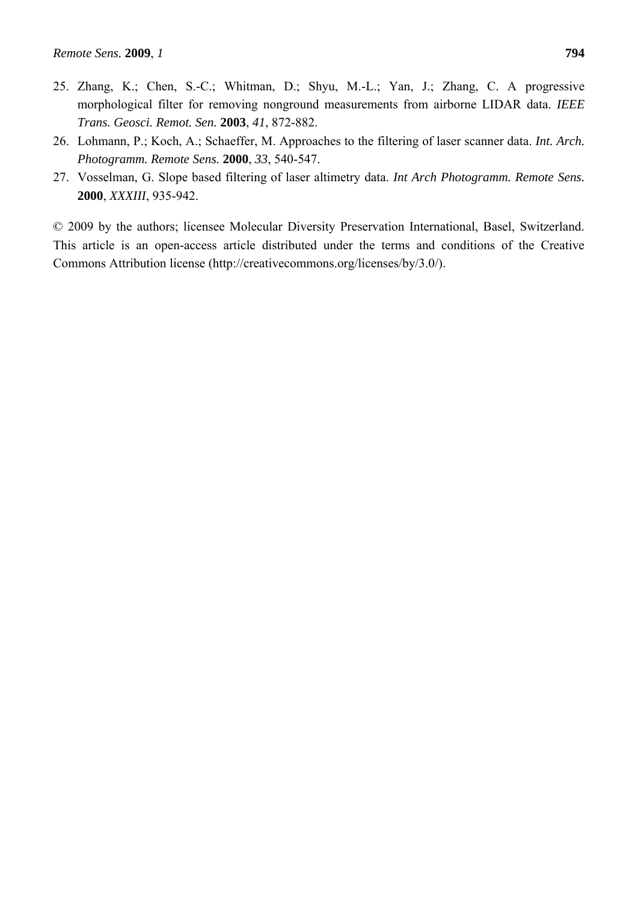25. Zhang, K.; Chen, S.-C.; Whitman, D.; Shyu, M.-L.; Yan, J.; Zhang, C. A progressive morphological filter for removing nonground measurements from airborne LIDAR data. *IEEE Trans. Geosci. Remot. Sen.* **2003**, *41*, 872-882.
26. Lohmann, P.; Koch, A.; Schaeffer, M. Approaches to the filtering of laser scanner data. *Int. Arch. Photogramm. Remote Sens.* **2000**, *33*, 540-547.
27. Vosselman, G. Slope based filtering of laser altimetry data. *Int Arch Photogramm. Remote Sens.* **2000**, *XXXIII*, 935-942.

© 2009 by the authors; licensee Molecular Diversity Preservation International, Basel, Switzerland. This article is an open-access article distributed under the terms and conditions of the Creative Commons Attribution license (http://creativecommons.org/licenses/by/3.0/).